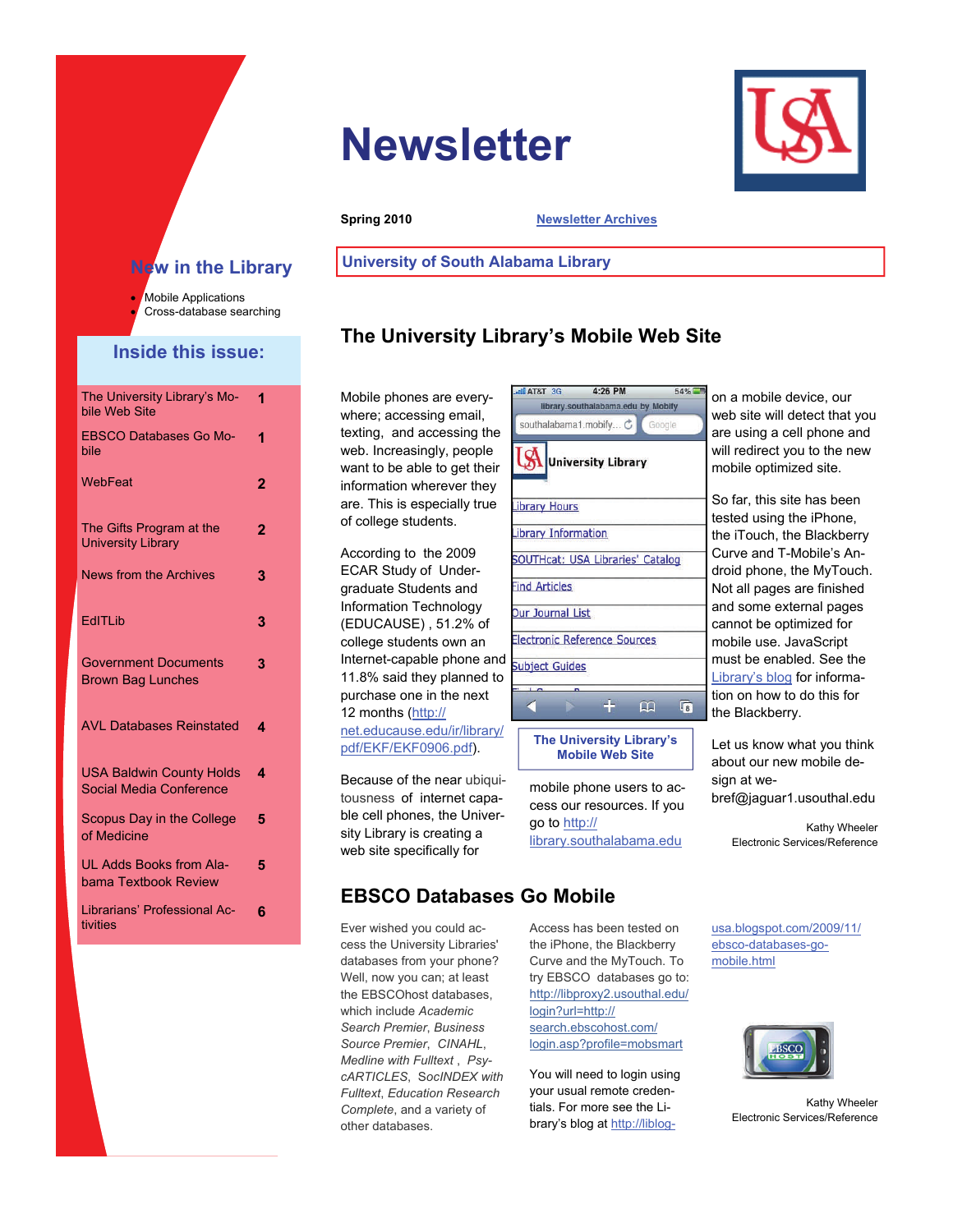# Newsletter

**Spring 2010** [Newsletter Archives]

**University of South Alabama Library**

## New in the Library

- Mobile Applications
- Cross-database searching

## Inside this issue:

| | |
|---|---|
| The University Library's Mobile Web Site | 1 |
| EBSCO Databases Go Mobile | 1 |
| WebFeat | 2 |
| The Gifts Program at the University Library | 2 |
| News from the Archives | 3 |
| EdITLib | 3 |
| Government Documents Brown Bag Lunches | 3 |
| AVL Databases Reinstated | 4 |
| USA Baldwin County Holds Social Media Conference | 4 |
| Scopus Day in the College of Medicine | 5 |
| UL Adds Books from Alabama Textbook Review | 5 |
| Librarians' Professional Activities | 6 |

## The University Library's Mobile Web Site

Mobile phones are everywhere; accessing email, texting, and accessing the web. Increasingly, people want to be able to get their information wherever they are. This is especially true of college students.

According to the 2009 ECAR Study of Undergraduate Students and Information Technology (EDUCAUSE) , 51.2% of college students own an Internet-capable phone and 11.8% said they planned to purchase one in the next 12 months (http://net.educause.edu/ir/library/pdf/EKF/EKF0906.pdf).

Because of the near ubiquitousness of internet capable cell phones, the University Library is creating a web site specifically for mobile phone users to access our resources. If you go to http://library.southalabama.edu on a mobile device, our web site will detect that you are using a cell phone and will redirect you to the new mobile optimized site.

**The University Library's Mobile Web Site**

So far, this site has been tested using the iPhone, the iTouch, the Blackberry Curve and T-Mobile's Android phone, the MyTouch. Not all pages are finished and some external pages cannot be optimized for mobile use. JavaScript must be enabled. See the Library's blog for information on how to do this for the Blackberry.

Let us know what you think about our new mobile design at webref@jaguar1.usouthal.edu

Kathy Wheeler
Electronic Services/Reference

## EBSCO Databases Go Mobile

Ever wished you could access the University Libraries' databases from your phone? Well, now you can; at least the EBSCOhost databases, which include *Academic Search Premier*, *Business Source Premier*, *CINAHL*, *Medline with Fulltext* , *PsycARTICLES*, *SocINDEX with Fulltext*, *Education Research Complete*, and a variety of other databases.

Access has been tested on the iPhone, the Blackberry Curve and the MyTouch. To try EBSCO databases go to: http://libproxy2.usouthal.edu/login?url=http://search.ebscohost.com/login.asp?profile=mobsmart

You will need to login using your usual remote credentials. For more see the Library's blog at http://liblogusa.blogspot.com/2009/11/ebsco-databases-go-mobile.html

Kathy Wheeler
Electronic Services/Reference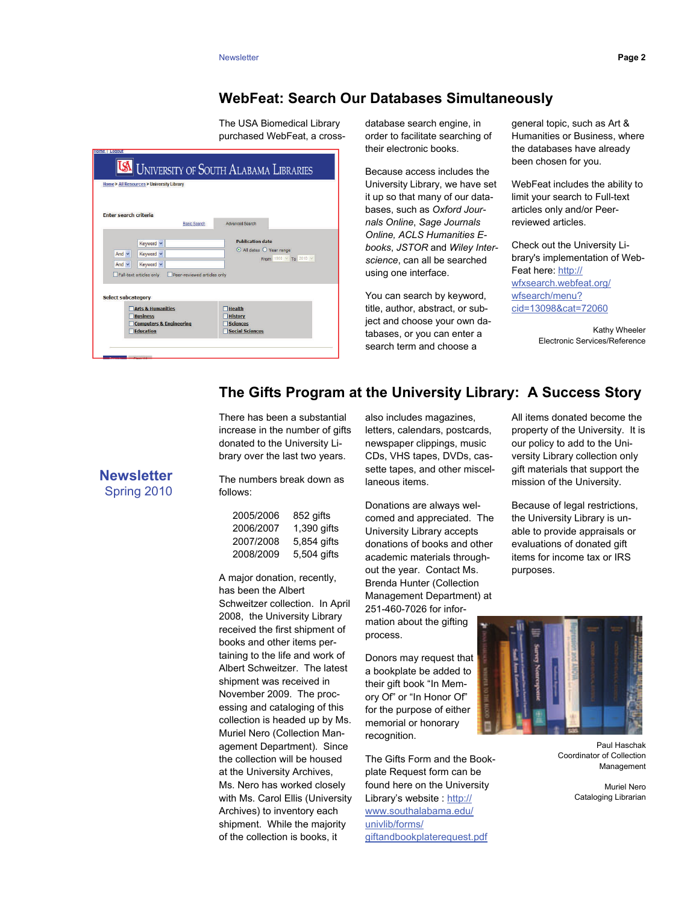## WebFeat: Search Our Databases Simultaneously

The USA Biomedical Library purchased WebFeat, a cross-database search engine, in order to facilitate searching of their electronic books.

Because access includes the University Library, we have set it up so that many of our databases, such as *Oxford Journals Online*, *Sage Journals Online, ACLS Humanities E-books*, *JSTOR* and *Wiley Interscience*, can all be searched using one interface.

You can search by keyword, title, author, abstract, or subject and choose your own databases, or you can enter a search term and choose a general topic, such as Art & Humanities or Business, where the databases have already been chosen for you.

WebFeat includes the ability to limit your search to Full-text articles only and/or Peer-reviewed articles.

Check out the University Library's implementation of WebFeat here: http://wfxsearch.webfeat.org/wfsearch/menu?cid=13098&cat=72060

Kathy Wheeler
Electronic Services/Reference

## The Gifts Program at the University Library: A Success Story

**Newsletter**
Spring 2010

There has been a substantial increase in the number of gifts donated to the University Library over the last two years.

The numbers break down as follows:

| | |
|---|---|
| 2005/2006 | 852 gifts |
| 2006/2007 | 1,390 gifts |
| 2007/2008 | 5,854 gifts |
| 2008/2009 | 5,504 gifts |

A major donation, recently, has been the Albert Schweitzer collection. In April 2008, the University Library received the first shipment of books and other items pertaining to the life and work of Albert Schweitzer. The latest shipment was received in November 2009. The processing and cataloging of this collection is headed up by Ms. Muriel Nero (Collection Management Department). Since the collection will be housed at the University Archives, Ms. Nero has worked closely with Ms. Carol Ellis (University Archives) to inventory each shipment. While the majority of the collection is books, it also includes magazines, letters, calendars, postcards, newspaper clippings, music CDs, VHS tapes, DVDs, cassette tapes, and other miscellaneous items.

Donations are always welcomed and appreciated. The University Library accepts donations of books and other academic materials throughout the year. Contact Ms. Brenda Hunter (Collection Management Department) at 251-460-7026 for information about the gifting process.

Donors may request that a bookplate be added to their gift book "In Memory Of" or "In Honor Of" for the purpose of either memorial or honorary recognition.

The Gifts Form and the Bookplate Request form can be found here on the University Library's website : http://www.southalabama.edu/univlib/forms/giftandbookplaterequest.pdf

All items donated become the property of the University. It is our policy to add to the University Library collection only gift materials that support the mission of the University.

Because of legal restrictions, the University Library is unable to provide appraisals or evaluations of donated gift items for income tax or IRS purposes.

Paul Haschak
Coordinator of Collection Management

Muriel Nero
Cataloging Librarian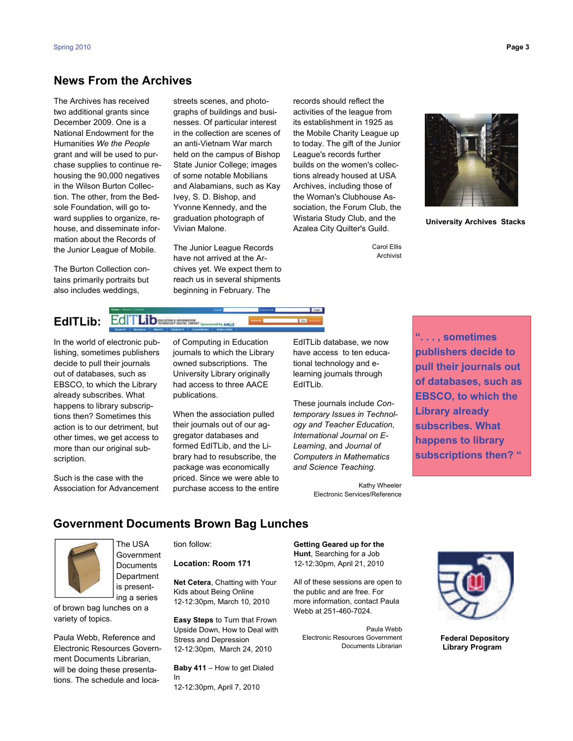## News From the Archives

The Archives has received two additional grants since December 2009. One is a National Endowment for the Humanities *We the People* grant and will be used to purchase supplies to continue rehousing the 90,000 negatives in the Wilson Burton Collection. The other, from the Bedsole Foundation, will go toward supplies to organize, rehouse, and disseminate information about the Records of the Junior League of Mobile.

The Burton Collection contains primarily portraits but also includes weddings, streets scenes, and photographs of buildings and businesses. Of particular interest in the collection are scenes of an anti-Vietnam War march held on the campus of Bishop State Junior College; images of some notable Mobilians and Alabamians, such as Kay Ivey, S. D. Bishop, and Yvonne Kennedy, and the graduation photograph of Vivian Malone.

The Junior League Records have not arrived at the Archives yet. We expect them to reach us in several shipments beginning in February. The records should reflect the activities of the league from its establishment in 1925 as the Mobile Charity League up to today. The gift of the Junior League's records further builds on the women's collections already housed at USA Archives, including those of the Woman's Clubhouse Association, the Forum Club, the Wistaria Study Club, and the Azalea City Quilter's Guild.

Carol Ellis
Archivist

University Archives Stacks

## EdITLib:

In the world of electronic publishing, sometimes publishers decide to pull their journals out of databases, such as EBSCO, to which the Library already subscribes. What happens to library subscriptions then? Sometimes this action is to our detriment, but other times, we get access to more than our original subscription.

Such is the case with the Association for Advancement of Computing in Education journals to which the Library owned subscriptions. The University Library originally had access to three AACE publications.

When the association pulled their journals out of our aggregator databases and formed EdITLib, and the Library had to resubscribe, the package was economically priced. Since we were able to purchase access to the entire EdITLib database, we now have access to ten educational technology and e-learning journals through EdITLib.

These journals include *Contemporary Issues in Technology and Teacher Education*, *International Journal on E-Learning*, and *Journal of Computers in Mathematics and Science Teaching*.

Kathy Wheeler
Electronic Services/Reference

**“. . . , sometimes publishers decide to pull their journals out of databases, such as EBSCO, to which the Library already subscribes. What happens to library subscriptions then? “**

## Government Documents Brown Bag Lunches

The USA Government Documents Department is presenting a series of brown bag lunches on a variety of topics.

Paula Webb, Reference and Electronic Resources Government Documents Librarian, will be doing these presentations. The schedule and location follow:

**Location: Room 171**

**Net Cetera**, Chatting with Your Kids about Being Online
12-12:30pm, March 10, 2010

**Easy Steps** to Turn that Frown Upside Down, How to Deal with Stress and Depression
12-12:30pm, March 24, 2010

**Baby 411** – How to get Dialed In
12-12:30pm, April 7, 2010

**Getting Geared up for the Hunt**, Searching for a Job
12-12:30pm, April 21, 2010

All of these sessions are open to the public and are free. For more information, contact Paula Webb at 251-460-7024.

Paula Webb
Electronic Resources Government Documents Librarian

Federal Depository Library Program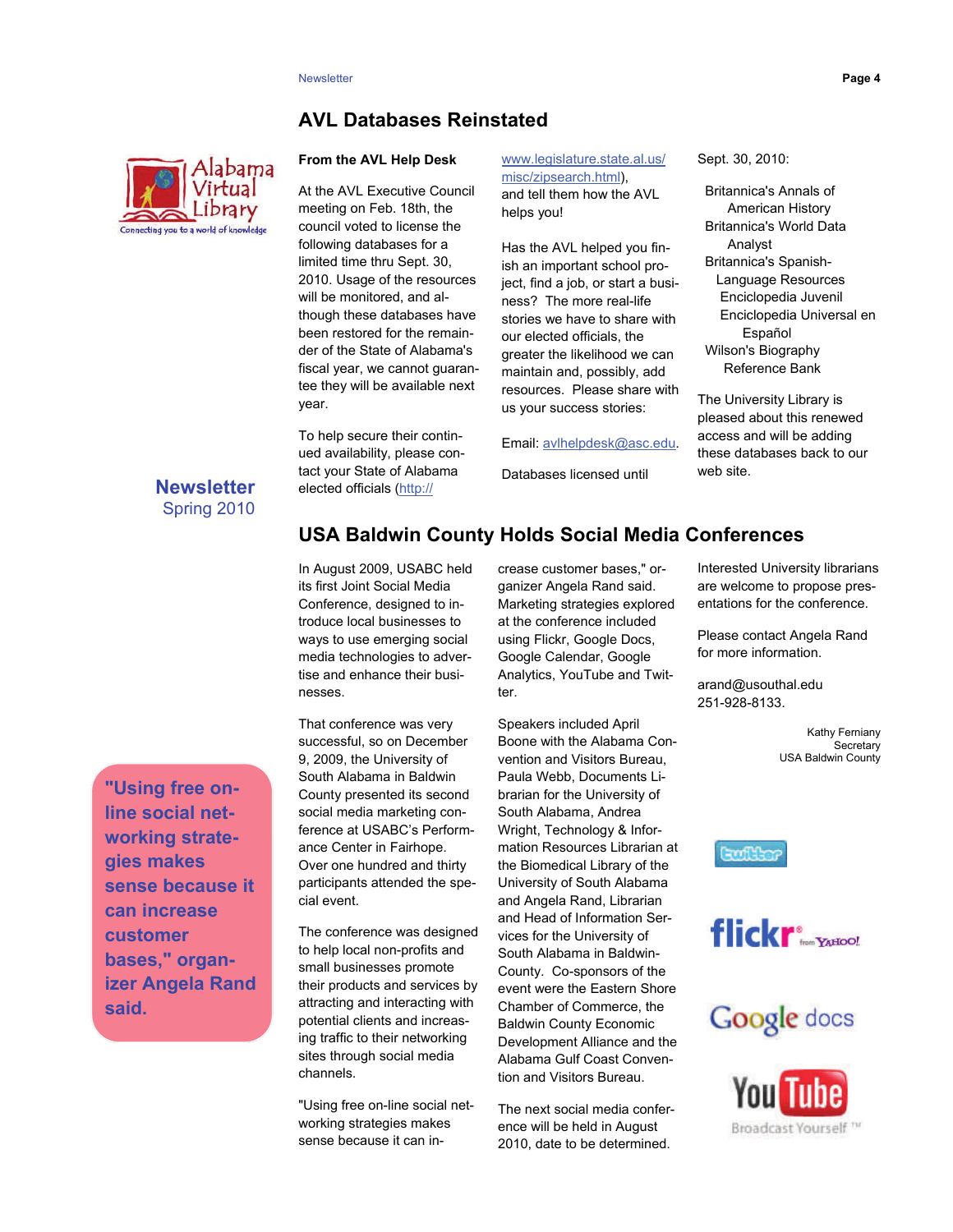## AVL Databases Reinstated

**From the AVL Help Desk**

At the AVL Executive Council meeting on Feb. 18th, the council voted to license the following databases for a limited time thru Sept. 30, 2010. Usage of the resources will be monitored, and although these databases have been restored for the remainder of the State of Alabama's fiscal year, we cannot guarantee they will be available next year.

To help secure their continued availability, please contact your State of Alabama elected officials (http://www.legislature.state.al.us/misc/zipsearch.html), and tell them how the AVL helps you!

Has the AVL helped you finish an important school project, find a job, or start a business? The more real-life stories we have to share with our elected officials, the greater the likelihood we can maintain and, possibly, add resources. Please share with us your success stories:

Email: avlhelpdesk@asc.edu.

Databases licensed until Sept. 30, 2010:

- Britannica's Annals of American History
- Britannica's World Data Analyst
- Britannica's Spanish-Language Resources
  - Enciclopedia Juvenil
  - Enciclopedia Universal en Español
- Wilson's Biography Reference Bank

The University Library is pleased about this renewed access and will be adding these databases back to our web site.

**Newsletter**
Spring 2010

## USA Baldwin County Holds Social Media Conferences

In August 2009, USABC held its first Joint Social Media Conference, designed to introduce local businesses to ways to use emerging social media technologies to advertise and enhance their businesses.

That conference was very successful, so on December 9, 2009, the University of South Alabama in Baldwin County presented its second social media marketing conference at USABC's Performance Center in Fairhope. Over one hundred and thirty participants attended the special event.

The conference was designed to help local non-profits and small businesses promote their products and services by attracting and interacting with potential clients and increasing traffic to their networking sites through social media channels.

"Using free on-line social networking strategies makes sense because it can increase customer bases," organizer Angela Rand said. Marketing strategies explored at the conference included using Flickr, Google Docs, Google Calendar, Google Analytics, YouTube and Twitter.

Speakers included April Boone with the Alabama Convention and Visitors Bureau, Paula Webb, Documents Librarian for the University of South Alabama, Andrea Wright, Technology & Information Resources Librarian at the Biomedical Library of the University of South Alabama and Angela Rand, Librarian and Head of Information Services for the University of South Alabama in Baldwin-County. Co-sponsors of the event were the Eastern Shore Chamber of Commerce, the Baldwin County Economic Development Alliance and the Alabama Gulf Coast Convention and Visitors Bureau.

The next social media conference will be held in August 2010, date to be determined.

Interested University librarians are welcome to propose presentations for the conference.

Please contact Angela Rand for more information.

arand@usouthal.edu
251-928-8133.

Kathy Ferniany
Secretary
USA Baldwin County

**"Using free online social networking strategies makes sense because it can increase customer bases," organizer Angela Rand said.**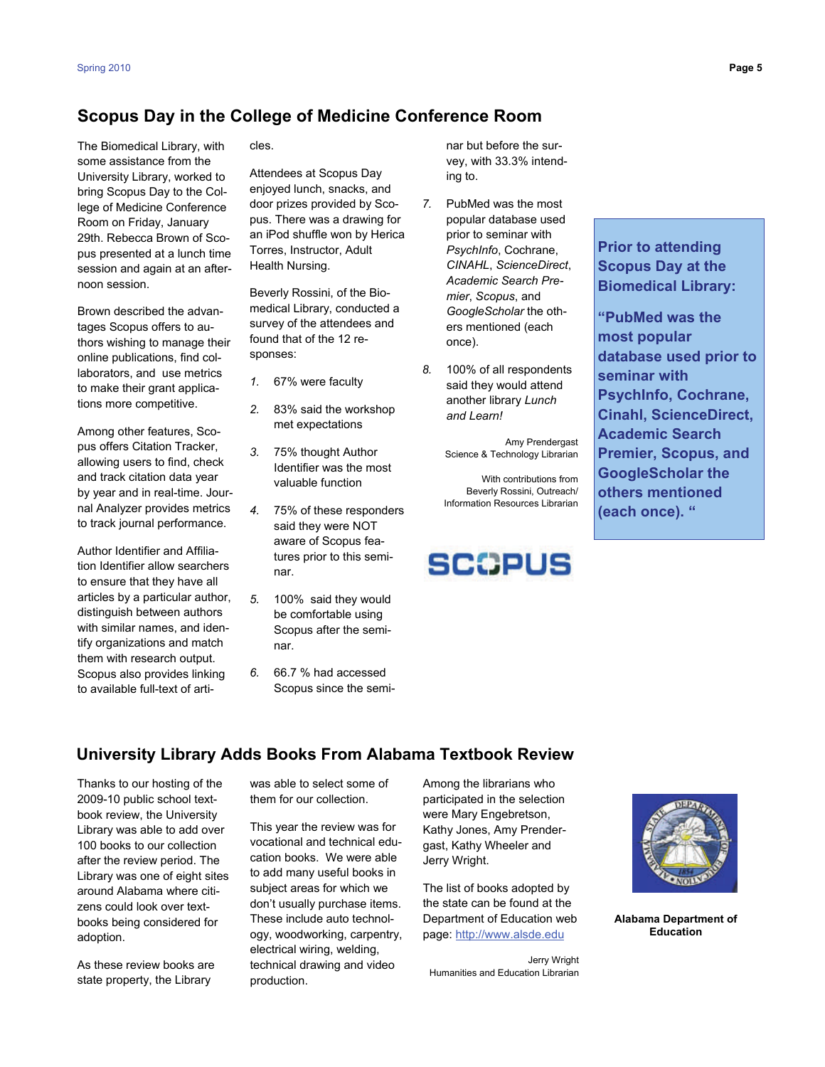## Scopus Day in the College of Medicine Conference Room

The Biomedical Library, with some assistance from the University Library, worked to bring Scopus Day to the College of Medicine Conference Room on Friday, January 29th. Rebecca Brown of Scopus presented at a lunch time session and again at an afternoon session.

Brown described the advantages Scopus offers to authors wishing to manage their online publications, find collaborators, and use metrics to make their grant applications more competitive.

Among other features, Scopus offers Citation Tracker, allowing users to find, check and track citation data year by year and in real-time. Journal Analyzer provides metrics to track journal performance.

Author Identifier and Affiliation Identifier allow searchers to ensure that they have all articles by a particular author, distinguish between authors with similar names, and identify organizations and match them with research output. Scopus also provides linking to available full-text of articles.

Attendees at Scopus Day enjoyed lunch, snacks, and door prizes provided by Scopus. There was a drawing for an iPod shuffle won by Herica Torres, Instructor, Adult Health Nursing.

Beverly Rossini, of the Biomedical Library, conducted a survey of the attendees and found that of the 12 responses:

1. 67% were faculty
2. 83% said the workshop met expectations
3. 75% thought Author Identifier was the most valuable function
4. 75% of these responders said they were NOT aware of Scopus features prior to this seminar.
5. 100% said they would be comfortable using Scopus after the seminar.
6. 66.7 % had accessed Scopus since the seminar but before the survey, with 33.3% intending to.
7. PubMed was the most popular database used prior to seminar with *PsychInfo*, Cochrane, *CINAHL*, *ScienceDirect*, *Academic Search Premier*, *Scopus*, and *GoogleScholar* the others mentioned (each once).
8. 100% of all respondents said they would attend another library *Lunch and Learn!*

Amy Prendergast
Science & Technology Librarian

With contributions from
Beverly Rossini, Outreach/
Information Resources Librarian

SCOPUS

**Prior to attending Scopus Day at the Biomedical Library:**

**"PubMed was the most popular database used prior to seminar with PsychInfo, Cochrane, Cinahl, ScienceDirect, Academic Search Premier, Scopus, and GoogleScholar the others mentioned (each once). "**

## University Library Adds Books From Alabama Textbook Review

Thanks to our hosting of the 2009-10 public school textbook review, the University Library was able to add over 100 books to our collection after the review period. The Library was one of eight sites around Alabama where citizens could look over textbooks being considered for adoption.

As these review books are state property, the Library was able to select some of them for our collection.

This year the review was for vocational and technical education books. We were able to add many useful books in subject areas for which we don't usually purchase items. These include auto technology, woodworking, carpentry, electrical wiring, welding, technical drawing and video production.

Among the librarians who participated in the selection were Mary Engebretson, Kathy Jones, Amy Prendergast, Kathy Wheeler and Jerry Wright.

The list of books adopted by the state can be found at the Department of Education web page: http://www.alsde.edu

Jerry Wright
Humanities and Education Librarian

**Alabama Department of Education**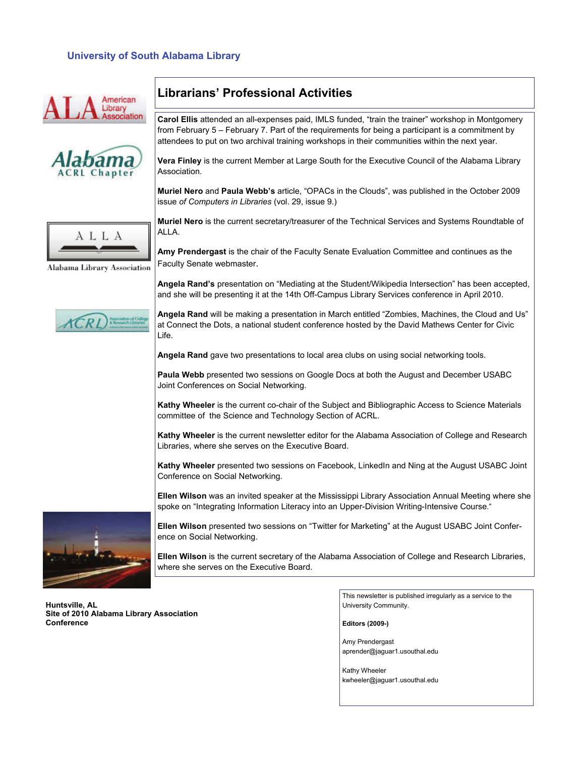University of South Alabama Library

## Librarians' Professional Activities

**Carol Ellis** attended an all-expenses paid, IMLS funded, "train the trainer" workshop in Montgomery from February 5 – February 7. Part of the requirements for being a participant is a commitment by attendees to put on two archival training workshops in their communities within the next year.

**Vera Finley** is the current Member at Large South for the Executive Council of the Alabama Library Association.

**Muriel Nero** and **Paula Webb's** article, "OPACs in the Clouds", was published in the October 2009 issue *of Computers in Libraries* (vol. 29, issue 9.)

**Muriel Nero** is the current secretary/treasurer of the Technical Services and Systems Roundtable of ALLA.

**Amy Prendergast** is the chair of the Faculty Senate Evaluation Committee and continues as the Faculty Senate webmaster.

**Angela Rand's** presentation on "Mediating at the Student/Wikipedia Intersection" has been accepted, and she will be presenting it at the 14th Off-Campus Library Services conference in April 2010.

**Angela Rand** will be making a presentation in March entitled "Zombies, Machines, the Cloud and Us" at Connect the Dots, a national student conference hosted by the David Mathews Center for Civic Life.

**Angela Rand** gave two presentations to local area clubs on using social networking tools.

**Paula Webb** presented two sessions on Google Docs at both the August and December USABC Joint Conferences on Social Networking.

**Kathy Wheeler** is the current co-chair of the Subject and Bibliographic Access to Science Materials committee of the Science and Technology Section of ACRL.

**Kathy Wheeler** is the current newsletter editor for the Alabama Association of College and Research Libraries, where she serves on the Executive Board.

**Kathy Wheeler** presented two sessions on Facebook, LinkedIn and Ning at the August USABC Joint Conference on Social Networking.

**Ellen Wilson** was an invited speaker at the Mississippi Library Association Annual Meeting where she spoke on "Integrating Information Literacy into an Upper-Division Writing-Intensive Course."

**Ellen Wilson** presented two sessions on "Twitter for Marketing" at the August USABC Joint Conference on Social Networking.

**Ellen Wilson** is the current secretary of the Alabama Association of College and Research Libraries, where she serves on the Executive Board.

**Huntsville, AL**
**Site of 2010 Alabama Library Association Conference**

This newsletter is published irregularly as a service to the University Community.

**Editors (2009-)**

Amy Prendergast
aprender@jaguar1.usouthal.edu

Kathy Wheeler
kwheeler@jaguar1.usouthal.edu